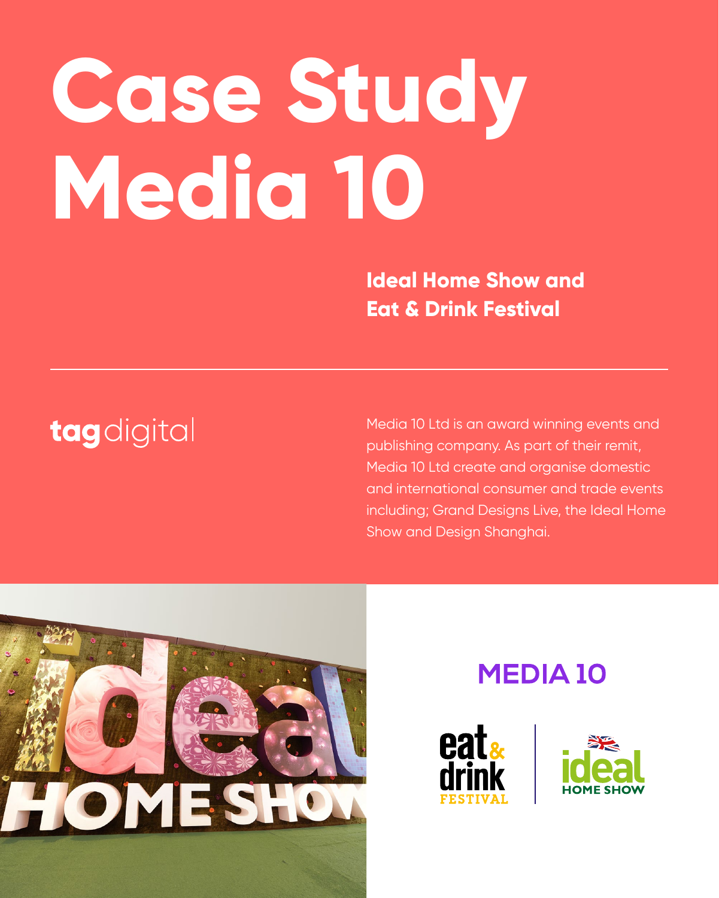# Case Study Media 10

## Ideal Home Show and Eat & Drink Festival

tag digital

Media 10 Ltd is an award winning events and publishing company. As part of their remit, Media 10 Ltd create and organise domestic and international consumer and trade events including; Grand Designs Live, the Ideal Home Show and Design Shanghai.

MEDIA 10

eat & drink FESTIVAL | ideal HOME SHOW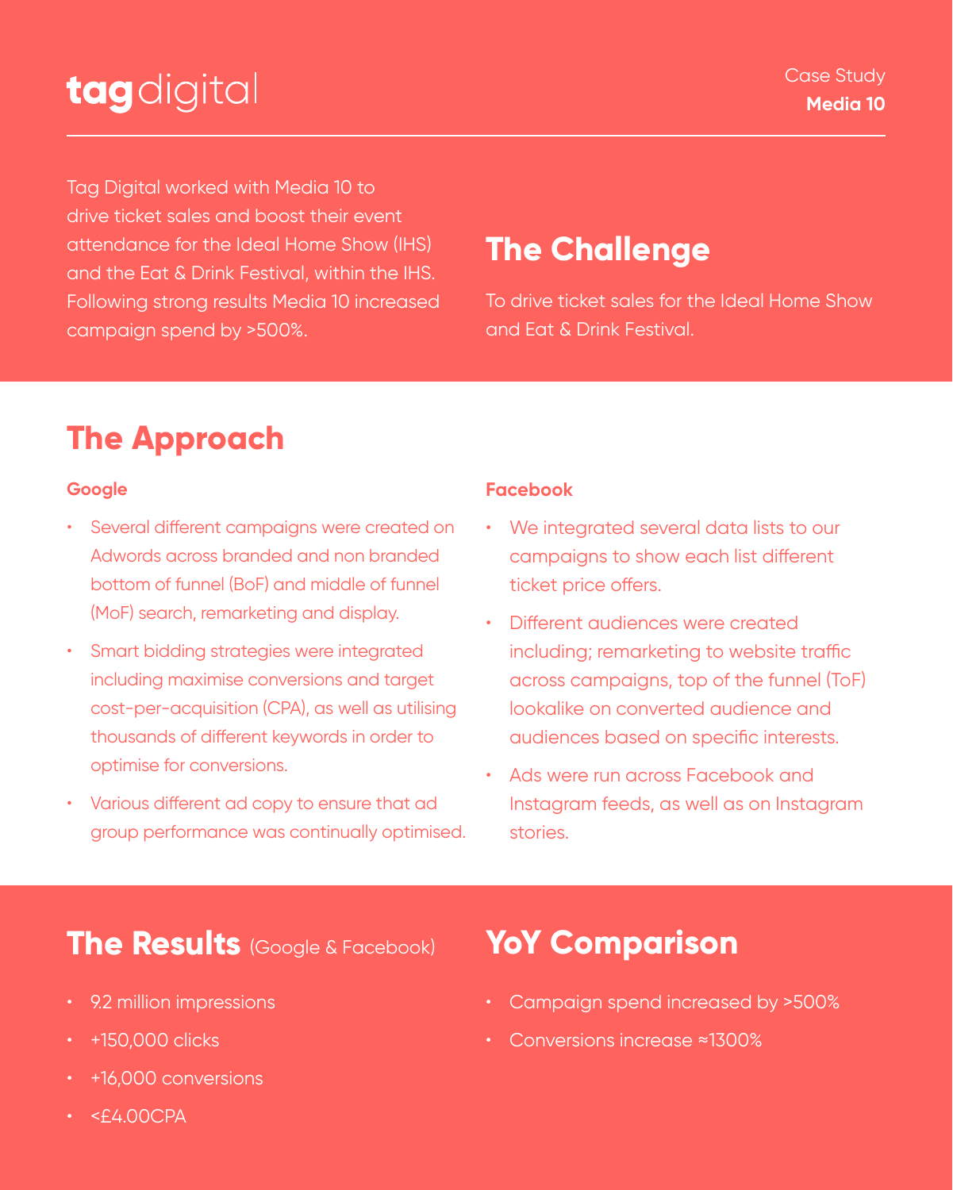**tag**digital

Case Study
**Media 10**

Tag Digital worked with Media 10 to drive ticket sales and boost their event attendance for the Ideal Home Show (IHS) and the Eat & Drink Festival, within the IHS. Following strong results Media 10 increased campaign spend by >500%.

## The Challenge

To drive ticket sales for the Ideal Home Show and Eat & Drink Festival.

## The Approach

### Google

- Several different campaigns were created on Adwords across branded and non branded bottom of funnel (BoF) and middle of funnel (MoF) search, remarketing and display.
- Smart bidding strategies were integrated including maximise conversions and target cost-per-acquisition (CPA), as well as utilising thousands of different keywords in order to optimise for conversions.
- Various different ad copy to ensure that ad group performance was continually optimised.

### Facebook

- We integrated several data lists to our campaigns to show each list different ticket price offers.
- Different audiences were created including; remarketing to website traffic across campaigns, top of the funnel (ToF) lookalike on converted audience and audiences based on specific interests.
- Ads were run across Facebook and Instagram feeds, as well as on Instagram stories.

## The Results (Google & Facebook)

- 9.2 million impressions
- +150,000 clicks
- +16,000 conversions
- <£4.00CPA

## YoY Comparison

- Campaign spend increased by >500%
- Conversions increase ≈1300%